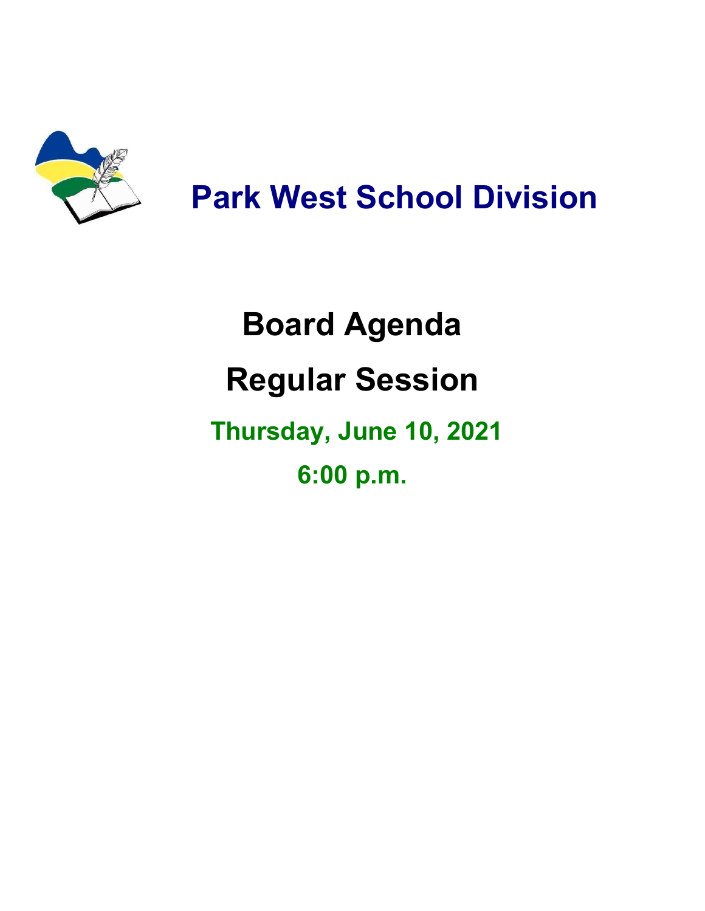# Park West School Division

# Board Agenda

# Regular Session

## Thursday, June 10, 2021

## 6:00 p.m.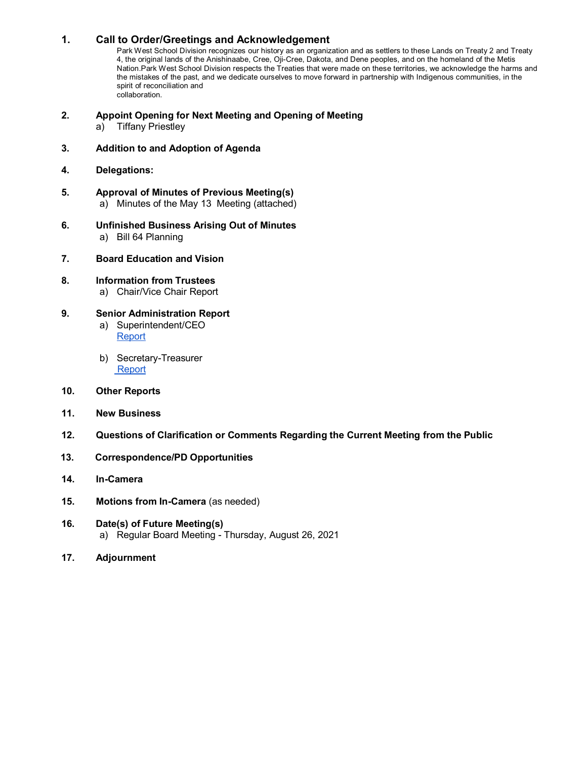1. **Call to Order/Greetings and Acknowledgement**

   Park West School Division recognizes our history as an organization and as settlers to these Lands on Treaty 2 and Treaty 4, the original lands of the Anishinaabe, Cree, Oji-Cree, Dakota, and Dene peoples, and on the homeland of the Metis Nation.Park West School Division respects the Treaties that were made on these territories, we acknowledge the harms and the mistakes of the past, and we dedicate ourselves to move forward in partnership with Indigenous communities, in the spirit of reconciliation and collaboration.

2. **Appoint Opening for Next Meeting and Opening of Meeting**
   a) Tiffany Priestley

3. **Addition to and Adoption of Agenda**

4. **Delegations:**

5. **Approval of Minutes of Previous Meeting(s)**
   a) Minutes of the May 13 Meeting (attached)

6. **Unfinished Business Arising Out of Minutes**
   a) Bill 64 Planning

7. **Board Education and Vision**

8. **Information from Trustees**
   a) Chair/Vice Chair Report

9. **Senior Administration Report**
   a) Superintendent/CEO
      Report

   b) Secretary-Treasurer
      Report

10. **Other Reports**

11. **New Business**

12. **Questions of Clarification or Comments Regarding the Current Meeting from the Public**

13. **Correspondence/PD Opportunities**

14. **In-Camera**

15. **Motions from In-Camera** (as needed)

16. **Date(s) of Future Meeting(s)**
    a) Regular Board Meeting - Thursday, August 26, 2021

17. **Adjournment**